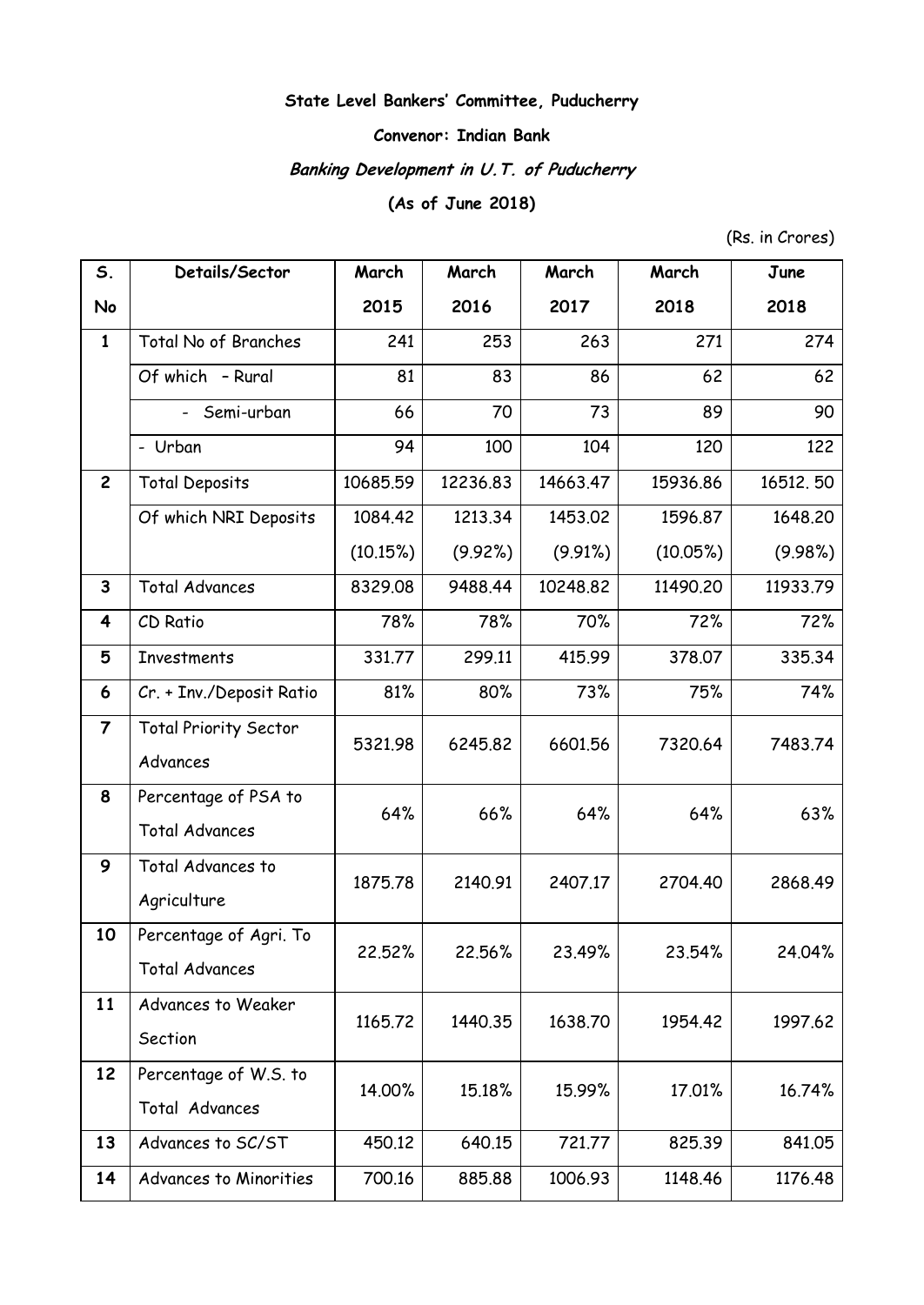**State Level Bankers' Committee, Puducherry**

**Convenor: Indian Bank**

***Banking Development in U.T. of Puducherry***

**(As of June 2018)**

(Rs. in Crores)

| S. No | Details/Sector | March 2015 | March 2016 | March 2017 | March 2018 | June 2018 |
|---|---|---|---|---|---|---|
| 1 | Total No of Branches | 241 | 253 | 263 | 271 | 274 |
| | Of which – Rural | 81 | 83 | 86 | 62 | 62 |
| | - Semi-urban | 66 | 70 | 73 | 89 | 90 |
| | - Urban | 94 | 100 | 104 | 120 | 122 |
| 2 | Total Deposits | 10685.59 | 12236.83 | 14663.47 | 15936.86 | 16512. 50 |
| | Of which NRI Deposits | 1084.42 (10.15%) | 1213.34 (9.92%) | 1453.02 (9.91%) | 1596.87 (10.05%) | 1648.20 (9.98%) |
| 3 | Total Advances | 8329.08 | 9488.44 | 10248.82 | 11490.20 | 11933.79 |
| 4 | CD Ratio | 78% | 78% | 70% | 72% | 72% |
| 5 | Investments | 331.77 | 299.11 | 415.99 | 378.07 | 335.34 |
| 6 | Cr. + Inv./Deposit Ratio | 81% | 80% | 73% | 75% | 74% |
| 7 | Total Priority Sector Advances | 5321.98 | 6245.82 | 6601.56 | 7320.64 | 7483.74 |
| 8 | Percentage of PSA to Total Advances | 64% | 66% | 64% | 64% | 63% |
| 9 | Total Advances to Agriculture | 1875.78 | 2140.91 | 2407.17 | 2704.40 | 2868.49 |
| 10 | Percentage of Agri. To Total Advances | 22.52% | 22.56% | 23.49% | 23.54% | 24.04% |
| 11 | Advances to Weaker Section | 1165.72 | 1440.35 | 1638.70 | 1954.42 | 1997.62 |
| 12 | Percentage of W.S. to Total Advances | 14.00% | 15.18% | 15.99% | 17.01% | 16.74% |
| 13 | Advances to SC/ST | 450.12 | 640.15 | 721.77 | 825.39 | 841.05 |
| 14 | Advances to Minorities | 700.16 | 885.88 | 1006.93 | 1148.46 | 1176.48 |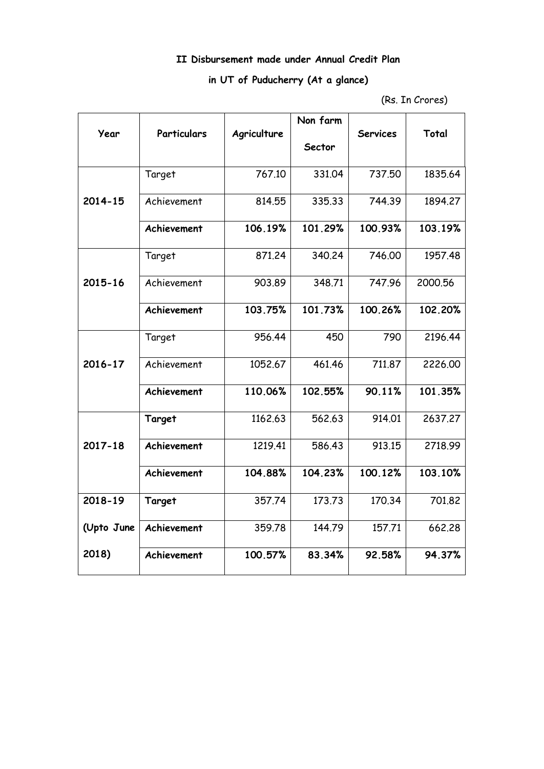**II Disbursement made under Annual Credit Plan**

**in UT of Puducherry (At a glance)**

(Rs. In Crores)

| Year | Particulars | Agriculture | Non farm Sector | Services | Total |
|---|---|---|---|---|---|
| **2014-15** | Target | 767.10 | 331.04 | 737.50 | 1835.64 |
| | Achievement | 814.55 | 335.33 | 744.39 | 1894.27 |
| | **Achievement** | **106.19%** | **101.29%** | **100.93%** | **103.19%** |
| **2015-16** | Target | 871.24 | 340.24 | 746.00 | 1957.48 |
| | Achievement | 903.89 | 348.71 | 747.96 | 2000.56 |
| | **Achievement** | **103.75%** | **101.73%** | **100.26%** | **102.20%** |
| **2016-17** | Target | 956.44 | 450 | 790 | 2196.44 |
| | Achievement | 1052.67 | 461.46 | 711.87 | 2226.00 |
| | **Achievement** | **110.06%** | **102.55%** | **90.11%** | **101.35%** |
| **2017-18** | **Target** | 1162.63 | 562.63 | 914.01 | 2637.27 |
| | **Achievement** | 1219.41 | 586.43 | 913.15 | 2718.99 |
| | **Achievement** | **104.88%** | **104.23%** | **100.12%** | **103.10%** |
| **2018-19 (Upto June 2018)** | **Target** | 357.74 | 173.73 | 170.34 | 701.82 |
| | **Achievement** | 359.78 | 144.79 | 157.71 | 662.28 |
| | **Achievement** | **100.57%** | **83.34%** | **92.58%** | **94.37%** |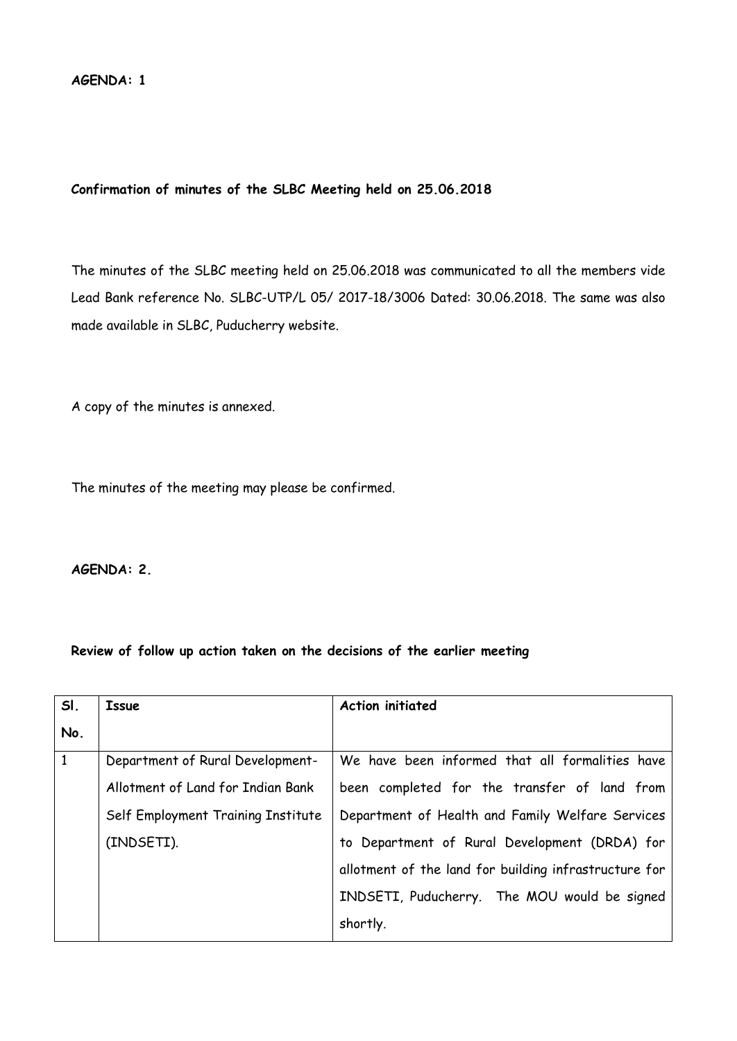**AGENDA: 1**

**Confirmation of minutes of the SLBC Meeting held on 25.06.2018**

The minutes of the SLBC meeting held on 25.06.2018 was communicated to all the members vide Lead Bank reference No. SLBC-UTP/L 05/ 2017-18/3006 Dated: 30.06.2018. The same was also made available in SLBC, Puducherry website.

A copy of the minutes is annexed.

The minutes of the meeting may please be confirmed.

**AGENDA: 2.**

**Review of follow up action taken on the decisions of the earlier meeting**

| Sl. No. | Issue | Action initiated |
|---|---|---|
| 1 | Department of Rural Development- Allotment of Land for Indian Bank Self Employment Training Institute (INDSETI). | We have been informed that all formalities have been completed for the transfer of land from Department of Health and Family Welfare Services to Department of Rural Development (DRDA) for allotment of the land for building infrastructure for INDSETI, Puducherry. The MOU would be signed shortly. |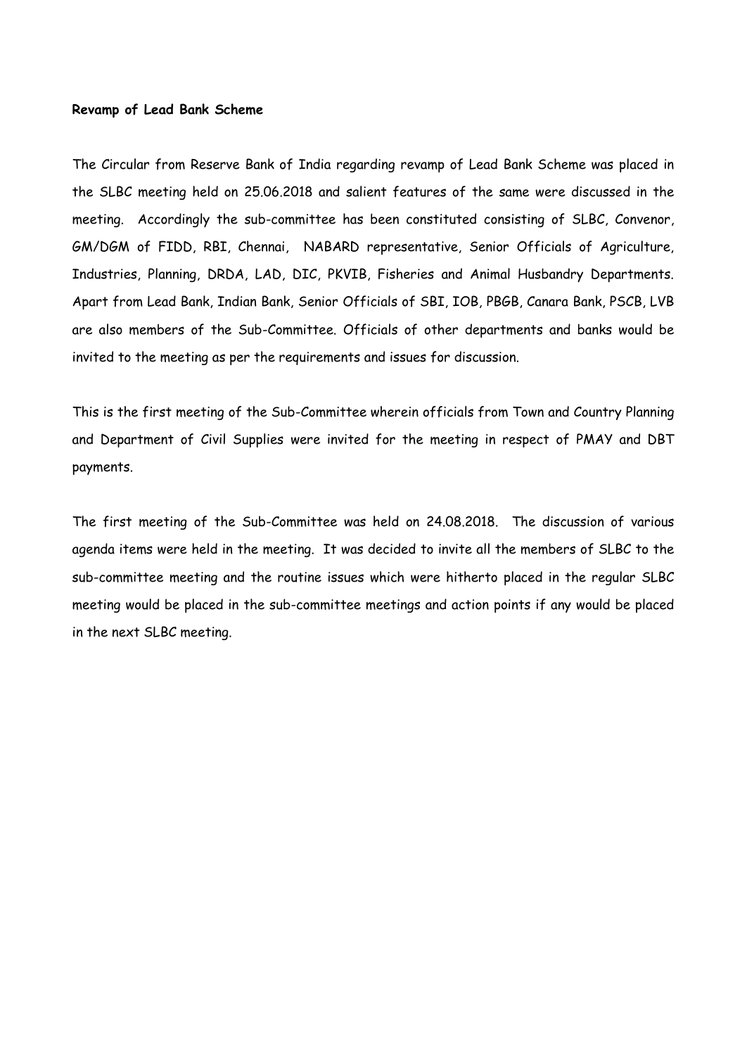**Revamp of Lead Bank Scheme**

The Circular from Reserve Bank of India regarding revamp of Lead Bank Scheme was placed in the SLBC meeting held on 25.06.2018 and salient features of the same were discussed in the meeting. Accordingly the sub-committee has been constituted consisting of SLBC, Convenor, GM/DGM of FIDD, RBI, Chennai, NABARD representative, Senior Officials of Agriculture, Industries, Planning, DRDA, LAD, DIC, PKVIB, Fisheries and Animal Husbandry Departments. Apart from Lead Bank, Indian Bank, Senior Officials of SBI, IOB, PBGB, Canara Bank, PSCB, LVB are also members of the Sub-Committee. Officials of other departments and banks would be invited to the meeting as per the requirements and issues for discussion.

This is the first meeting of the Sub-Committee wherein officials from Town and Country Planning and Department of Civil Supplies were invited for the meeting in respect of PMAY and DBT payments.

The first meeting of the Sub-Committee was held on 24.08.2018. The discussion of various agenda items were held in the meeting. It was decided to invite all the members of SLBC to the sub-committee meeting and the routine issues which were hitherto placed in the regular SLBC meeting would be placed in the sub-committee meetings and action points if any would be placed in the next SLBC meeting.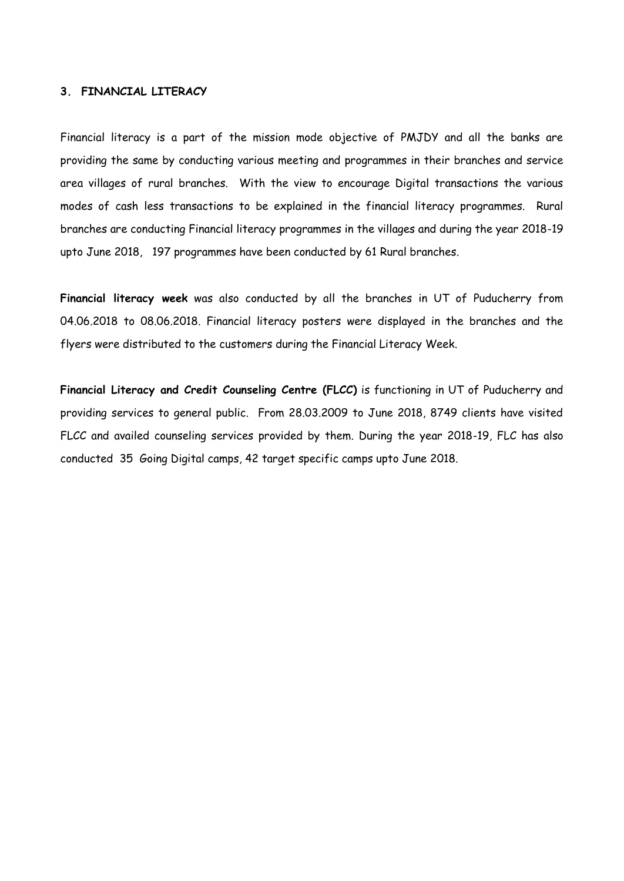### 3. FINANCIAL LITERACY

Financial literacy is a part of the mission mode objective of PMJDY and all the banks are providing the same by conducting various meeting and programmes in their branches and service area villages of rural branches. With the view to encourage Digital transactions the various modes of cash less transactions to be explained in the financial literacy programmes. Rural branches are conducting Financial literacy programmes in the villages and during the year 2018-19 upto June 2018, 197 programmes have been conducted by 61 Rural branches.

**Financial literacy week** was also conducted by all the branches in UT of Puducherry from 04.06.2018 to 08.06.2018. Financial literacy posters were displayed in the branches and the flyers were distributed to the customers during the Financial Literacy Week.

**Financial Literacy and Credit Counseling Centre (FLCC)** is functioning in UT of Puducherry and providing services to general public. From 28.03.2009 to June 2018, 8749 clients have visited FLCC and availed counseling services provided by them. During the year 2018-19, FLC has also conducted 35 Going Digital camps, 42 target specific camps upto June 2018.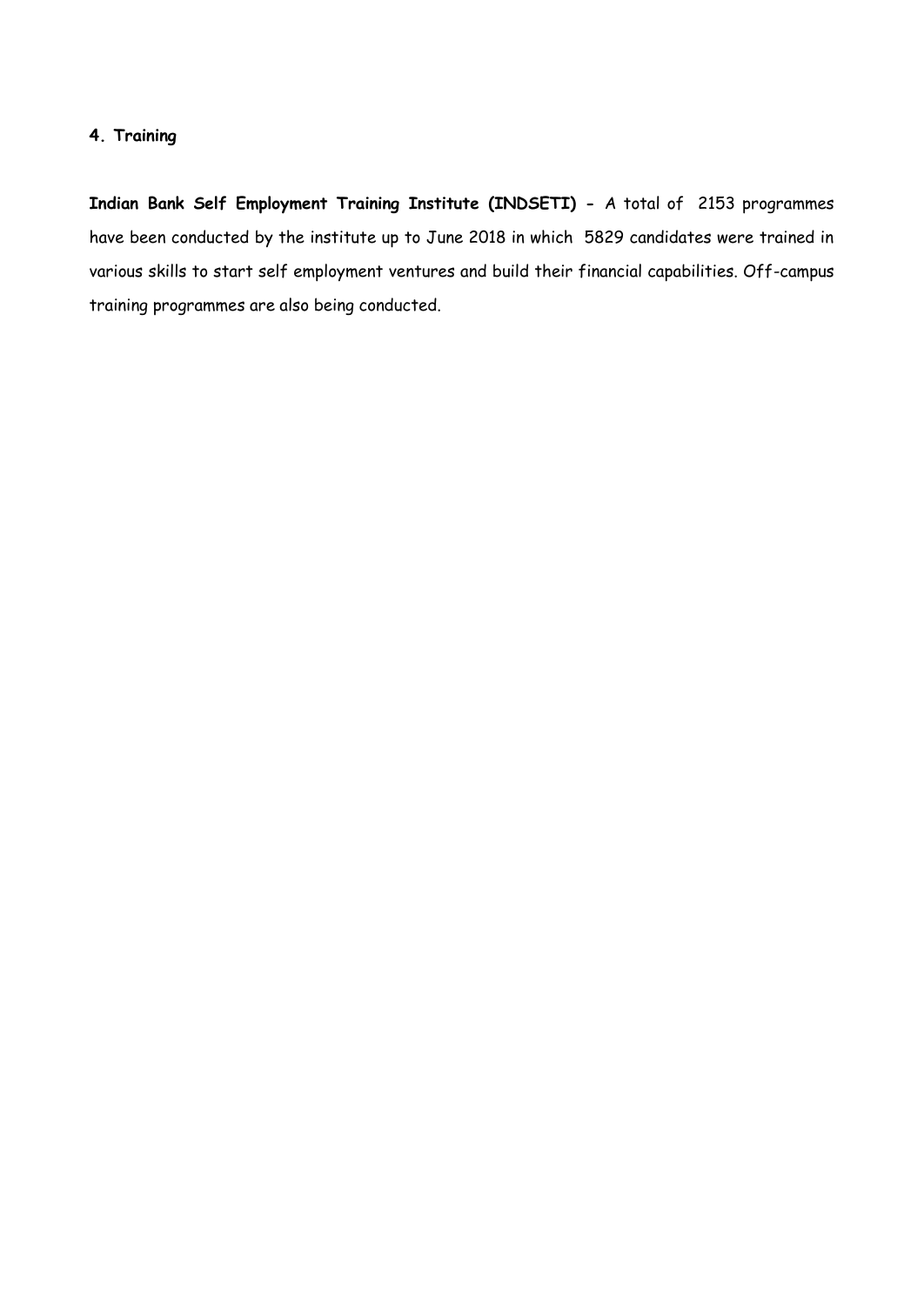## 4. Training

**Indian Bank Self Employment Training Institute (INDSETI) -** A total of 2153 programmes have been conducted by the institute up to June 2018 in which 5829 candidates were trained in various skills to start self employment ventures and build their financial capabilities. Off-campus training programmes are also being conducted.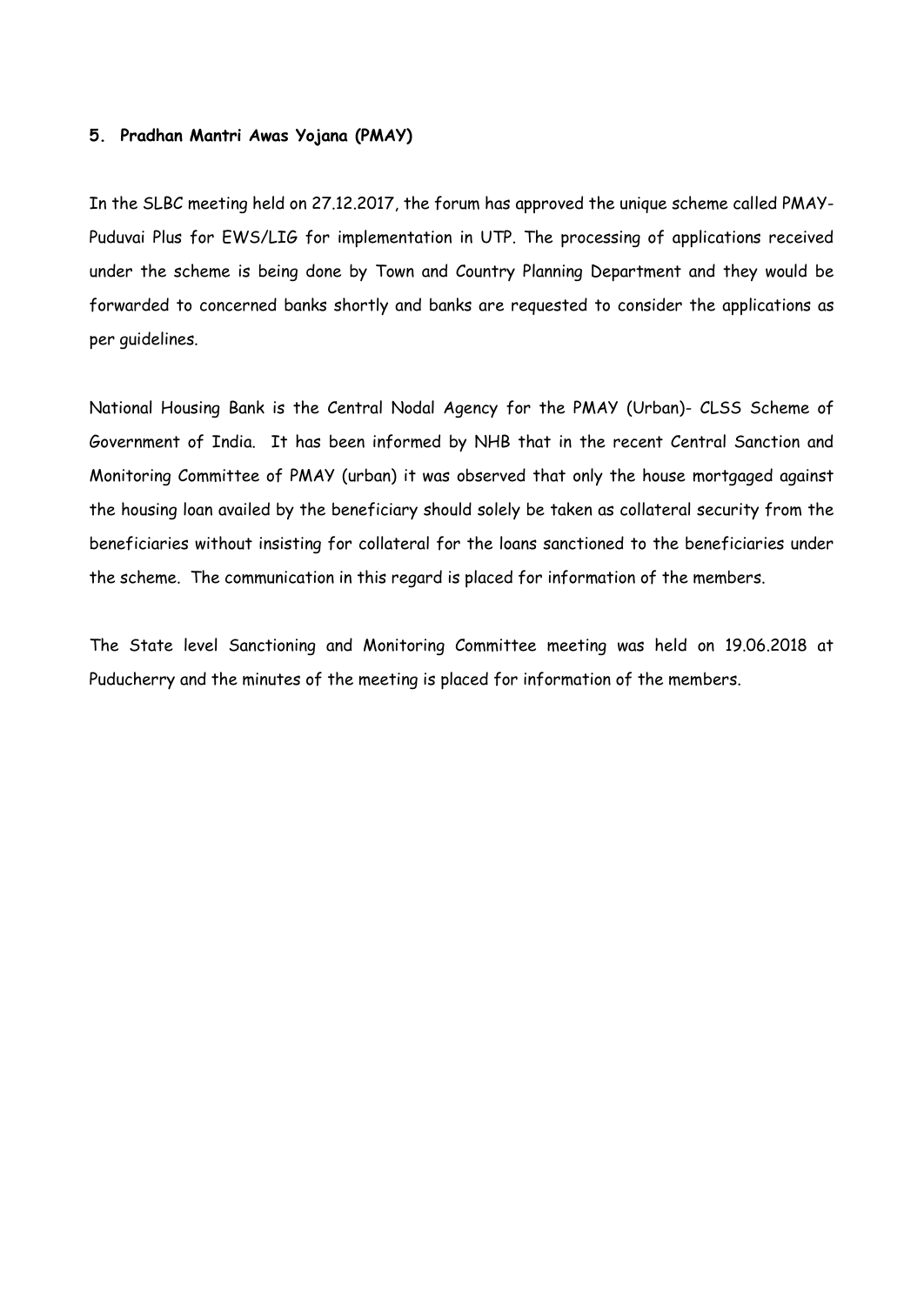**5. Pradhan Mantri Awas Yojana (PMAY)**

In the SLBC meeting held on 27.12.2017, the forum has approved the unique scheme called PMAY-Puduvai Plus for EWS/LIG for implementation in UTP. The processing of applications received under the scheme is being done by Town and Country Planning Department and they would be forwarded to concerned banks shortly and banks are requested to consider the applications as per guidelines.

National Housing Bank is the Central Nodal Agency for the PMAY (Urban)- CLSS Scheme of Government of India. It has been informed by NHB that in the recent Central Sanction and Monitoring Committee of PMAY (urban) it was observed that only the house mortgaged against the housing loan availed by the beneficiary should solely be taken as collateral security from the beneficiaries without insisting for collateral for the loans sanctioned to the beneficiaries under the scheme. The communication in this regard is placed for information of the members.

The State level Sanctioning and Monitoring Committee meeting was held on 19.06.2018 at Puducherry and the minutes of the meeting is placed for information of the members.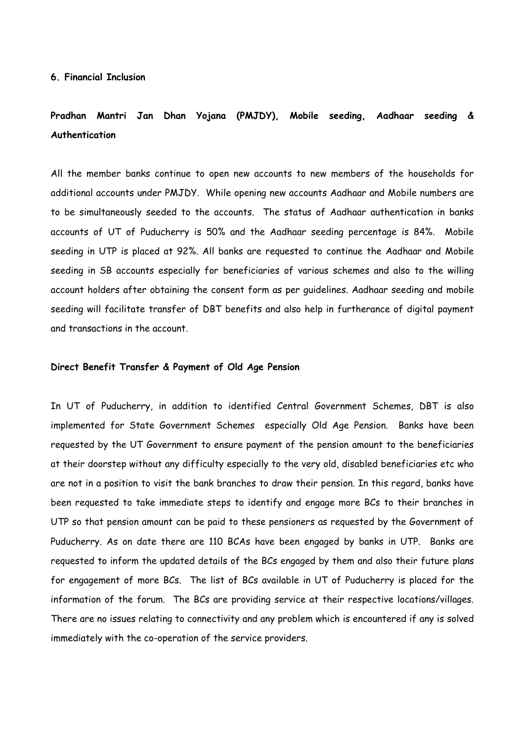**6. Financial Inclusion**

**Pradhan Mantri Jan Dhan Yojana (PMJDY), Mobile seeding, Aadhaar seeding & Authentication**

All the member banks continue to open new accounts to new members of the households for additional accounts under PMJDY. While opening new accounts Aadhaar and Mobile numbers are to be simultaneously seeded to the accounts. The status of Aadhaar authentication in banks accounts of UT of Puducherry is 50% and the Aadhaar seeding percentage is 84%. Mobile seeding in UTP is placed at 92%. All banks are requested to continue the Aadhaar and Mobile seeding in SB accounts especially for beneficiaries of various schemes and also to the willing account holders after obtaining the consent form as per guidelines. Aadhaar seeding and mobile seeding will facilitate transfer of DBT benefits and also help in furtherance of digital payment and transactions in the account.

**Direct Benefit Transfer & Payment of Old Age Pension**

In UT of Puducherry, in addition to identified Central Government Schemes, DBT is also implemented for State Government Schemes especially Old Age Pension. Banks have been requested by the UT Government to ensure payment of the pension amount to the beneficiaries at their doorstep without any difficulty especially to the very old, disabled beneficiaries etc who are not in a position to visit the bank branches to draw their pension. In this regard, banks have been requested to take immediate steps to identify and engage more BCs to their branches in UTP so that pension amount can be paid to these pensioners as requested by the Government of Puducherry. As on date there are 110 BCAs have been engaged by banks in UTP. Banks are requested to inform the updated details of the BCs engaged by them and also their future plans for engagement of more BCs. The list of BCs available in UT of Puducherry is placed for the information of the forum. The BCs are providing service at their respective locations/villages. There are no issues relating to connectivity and any problem which is encountered if any is solved immediately with the co-operation of the service providers.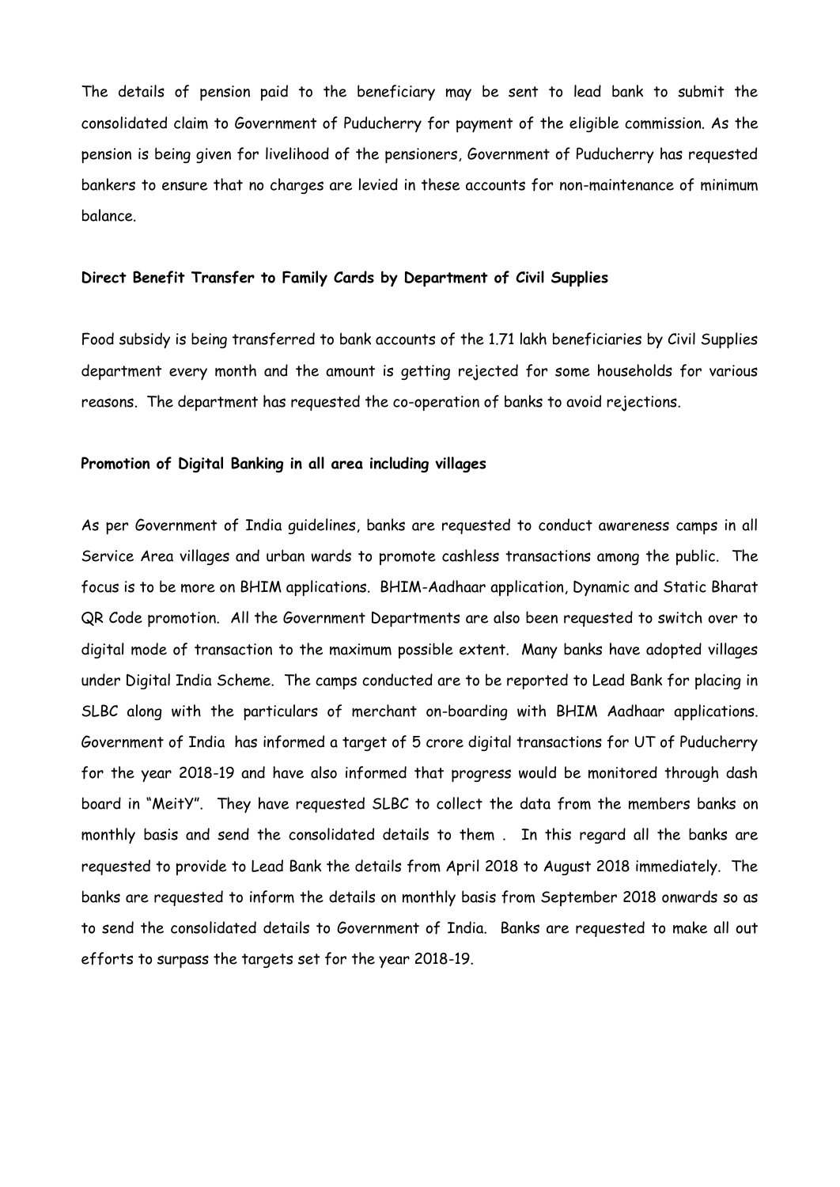The details of pension paid to the beneficiary may be sent to lead bank to submit the consolidated claim to Government of Puducherry for payment of the eligible commission. As the pension is being given for livelihood of the pensioners, Government of Puducherry has requested bankers to ensure that no charges are levied in these accounts for non-maintenance of minimum balance.

**Direct Benefit Transfer to Family Cards by Department of Civil Supplies**

Food subsidy is being transferred to bank accounts of the 1.71 lakh beneficiaries by Civil Supplies department every month and the amount is getting rejected for some households for various reasons. The department has requested the co-operation of banks to avoid rejections.

**Promotion of Digital Banking in all area including villages**

As per Government of India guidelines, banks are requested to conduct awareness camps in all Service Area villages and urban wards to promote cashless transactions among the public. The focus is to be more on BHIM applications. BHIM-Aadhaar application, Dynamic and Static Bharat QR Code promotion. All the Government Departments are also been requested to switch over to digital mode of transaction to the maximum possible extent. Many banks have adopted villages under Digital India Scheme. The camps conducted are to be reported to Lead Bank for placing in SLBC along with the particulars of merchant on-boarding with BHIM Aadhaar applications. Government of India has informed a target of 5 crore digital transactions for UT of Puducherry for the year 2018-19 and have also informed that progress would be monitored through dash board in "MeitY". They have requested SLBC to collect the data from the members banks on monthly basis and send the consolidated details to them . In this regard all the banks are requested to provide to Lead Bank the details from April 2018 to August 2018 immediately. The banks are requested to inform the details on monthly basis from September 2018 onwards so as to send the consolidated details to Government of India. Banks are requested to make all out efforts to surpass the targets set for the year 2018-19.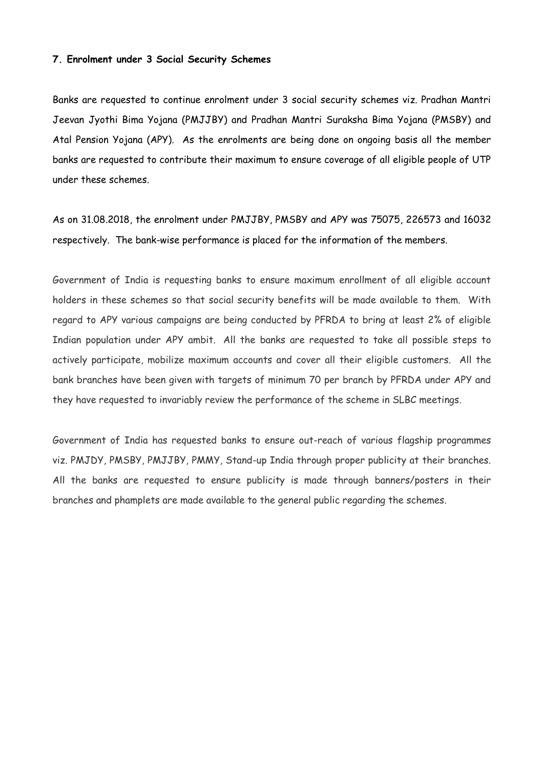**7. Enrolment under 3 Social Security Schemes**

Banks are requested to continue enrolment under 3 social security schemes viz. Pradhan Mantri Jeevan Jyothi Bima Yojana (PMJJBY) and Pradhan Mantri Suraksha Bima Yojana (PMSBY) and Atal Pension Yojana (APY). As the enrolments are being done on ongoing basis all the member banks are requested to contribute their maximum to ensure coverage of all eligible people of UTP under these schemes.

As on 31.08.2018, the enrolment under PMJJBY, PMSBY and APY was 75075, 226573 and 16032 respectively. The bank-wise performance is placed for the information of the members.

Government of India is requesting banks to ensure maximum enrollment of all eligible account holders in these schemes so that social security benefits will be made available to them. With regard to APY various campaigns are being conducted by PFRDA to bring at least 2% of eligible Indian population under APY ambit. All the banks are requested to take all possible steps to actively participate, mobilize maximum accounts and cover all their eligible customers. All the bank branches have been given with targets of minimum 70 per branch by PFRDA under APY and they have requested to invariably review the performance of the scheme in SLBC meetings.

Government of India has requested banks to ensure out-reach of various flagship programmes viz. PMJDY, PMSBY, PMJJBY, PMMY, Stand-up India through proper publicity at their branches. All the banks are requested to ensure publicity is made through banners/posters in their branches and phamplets are made available to the general public regarding the schemes.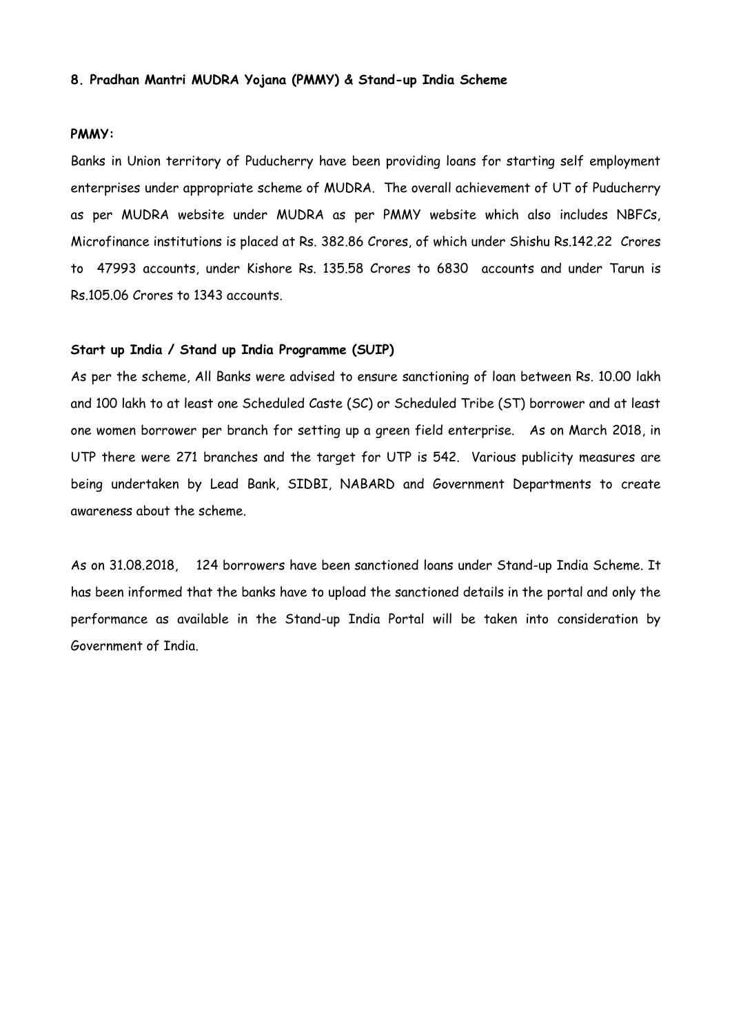**8. Pradhan Mantri MUDRA Yojana (PMMY) & Stand-up India Scheme**

**PMMY:**

Banks in Union territory of Puducherry have been providing loans for starting self employment enterprises under appropriate scheme of MUDRA. The overall achievement of UT of Puducherry as per MUDRA website under MUDRA as per PMMY website which also includes NBFCs, Microfinance institutions is placed at Rs. 382.86 Crores, of which under Shishu Rs.142.22 Crores to 47993 accounts, under Kishore Rs. 135.58 Crores to 6830 accounts and under Tarun is Rs.105.06 Crores to 1343 accounts.

**Start up India / Stand up India Programme (SUIP)**

As per the scheme, All Banks were advised to ensure sanctioning of loan between Rs. 10.00 lakh and 100 lakh to at least one Scheduled Caste (SC) or Scheduled Tribe (ST) borrower and at least one women borrower per branch for setting up a green field enterprise. As on March 2018, in UTP there were 271 branches and the target for UTP is 542. Various publicity measures are being undertaken by Lead Bank, SIDBI, NABARD and Government Departments to create awareness about the scheme.

As on 31.08.2018, 124 borrowers have been sanctioned loans under Stand-up India Scheme. It has been informed that the banks have to upload the sanctioned details in the portal and only the performance as available in the Stand-up India Portal will be taken into consideration by Government of India.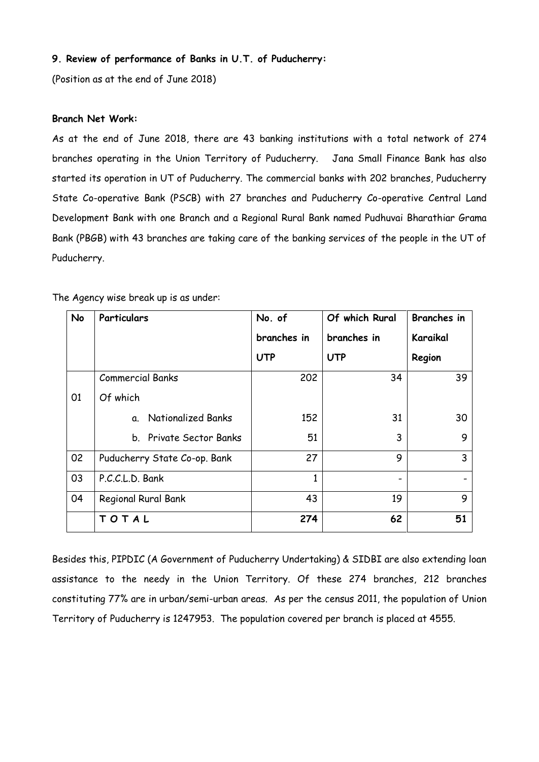**9. Review of performance of Banks in U.T. of Puducherry:**

(Position as at the end of June 2018)

**Branch Net Work:**

As at the end of June 2018, there are 43 banking institutions with a total network of 274 branches operating in the Union Territory of Puducherry. Jana Small Finance Bank has also started its operation in UT of Puducherry. The commercial banks with 202 branches, Puducherry State Co-operative Bank (PSCB) with 27 branches and Puducherry Co-operative Central Land Development Bank with one Branch and a Regional Rural Bank named Pudhuvai Bharathiar Grama Bank (PBGB) with 43 branches are taking care of the banking services of the people in the UT of Puducherry.

The Agency wise break up is as under:

| No | Particulars | No. of branches in UTP | Of which Rural branches in UTP | Branches in Karaikal Region |
|---|---|---|---|---|
| | Commercial Banks | 202 | 34 | 39 |
| 01 | Of which | | | |
| | a. Nationalized Banks | 152 | 31 | 30 |
| | b. Private Sector Banks | 51 | 3 | 9 |
| 02 | Puducherry State Co-op. Bank | 27 | 9 | 3 |
| 03 | P.C.C.L.D. Bank | 1 | - | - |
| 04 | Regional Rural Bank | 43 | 19 | 9 |
| | **T O T A L** | **274** | **62** | **51** |

Besides this, PIPDIC (A Government of Puducherry Undertaking) & SIDBI are also extending loan assistance to the needy in the Union Territory. Of these 274 branches, 212 branches constituting 77% are in urban/semi-urban areas. As per the census 2011, the population of Union Territory of Puducherry is 1247953. The population covered per branch is placed at 4555.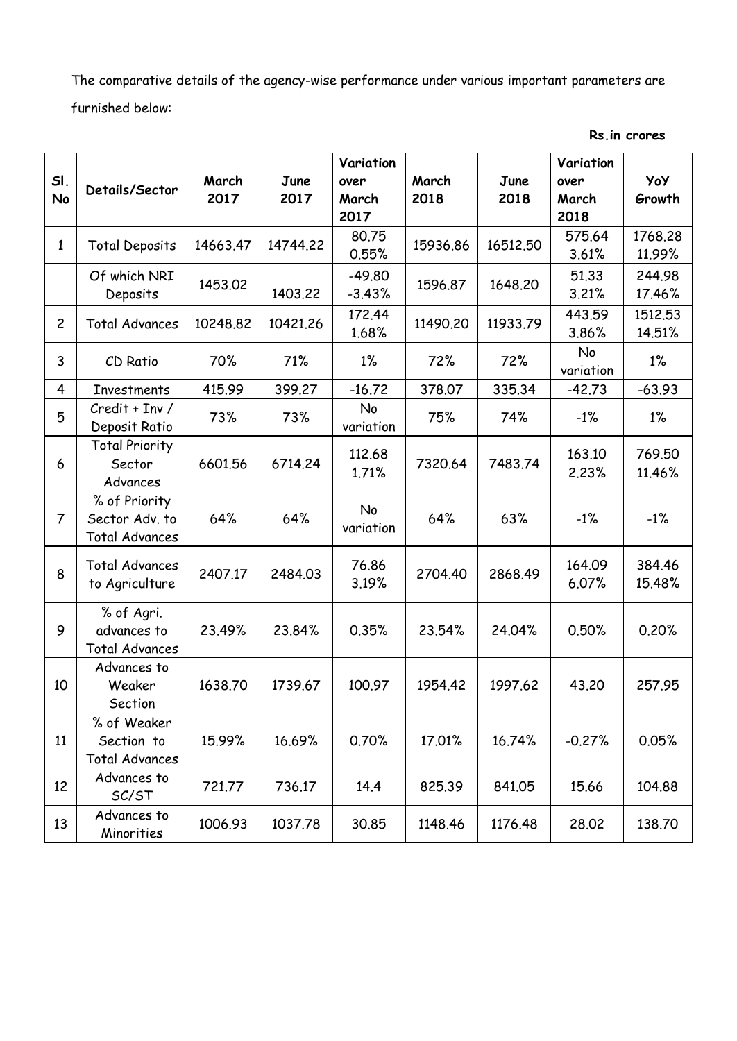The comparative details of the agency-wise performance under various important parameters are furnished below:

**Rs.in crores**

| Sl. No | Details/Sector | March 2017 | June 2017 | Variation over March 2017 | March 2018 | June 2018 | Variation over March 2018 | YoY Growth |
|---|---|---|---|---|---|---|---|---|
| 1 | Total Deposits | 14663.47 | 14744.22 | 80.75 0.55% | 15936.86 | 16512.50 | 575.64 3.61% | 1768.28 11.99% |
| | Of which NRI Deposits | 1453.02 | 1403.22 | -49.80 -3.43% | 1596.87 | 1648.20 | 51.33 3.21% | 244.98 17.46% |
| 2 | Total Advances | 10248.82 | 10421.26 | 172.44 1.68% | 11490.20 | 11933.79 | 443.59 3.86% | 1512.53 14.51% |
| 3 | CD Ratio | 70% | 71% | 1% | 72% | 72% | No variation | 1% |
| 4 | Investments | 415.99 | 399.27 | -16.72 | 378.07 | 335.34 | -42.73 | -63.93 |
| 5 | Credit + Inv / Deposit Ratio | 73% | 73% | No variation | 75% | 74% | -1% | 1% |
| 6 | Total Priority Sector Advances | 6601.56 | 6714.24 | 112.68 1.71% | 7320.64 | 7483.74 | 163.10 2.23% | 769.50 11.46% |
| 7 | % of Priority Sector Adv. to Total Advances | 64% | 64% | No variation | 64% | 63% | -1% | -1% |
| 8 | Total Advances to Agriculture | 2407.17 | 2484.03 | 76.86 3.19% | 2704.40 | 2868.49 | 164.09 6.07% | 384.46 15.48% |
| 9 | % of Agri. advances to Total Advances | 23.49% | 23.84% | 0.35% | 23.54% | 24.04% | 0.50% | 0.20% |
| 10 | Advances to Weaker Section | 1638.70 | 1739.67 | 100.97 | 1954.42 | 1997.62 | 43.20 | 257.95 |
| 11 | % of Weaker Section to Total Advances | 15.99% | 16.69% | 0.70% | 17.01% | 16.74% | -0.27% | 0.05% |
| 12 | Advances to SC/ST | 721.77 | 736.17 | 14.4 | 825.39 | 841.05 | 15.66 | 104.88 |
| 13 | Advances to Minorities | 1006.93 | 1037.78 | 30.85 | 1148.46 | 1176.48 | 28.02 | 138.70 |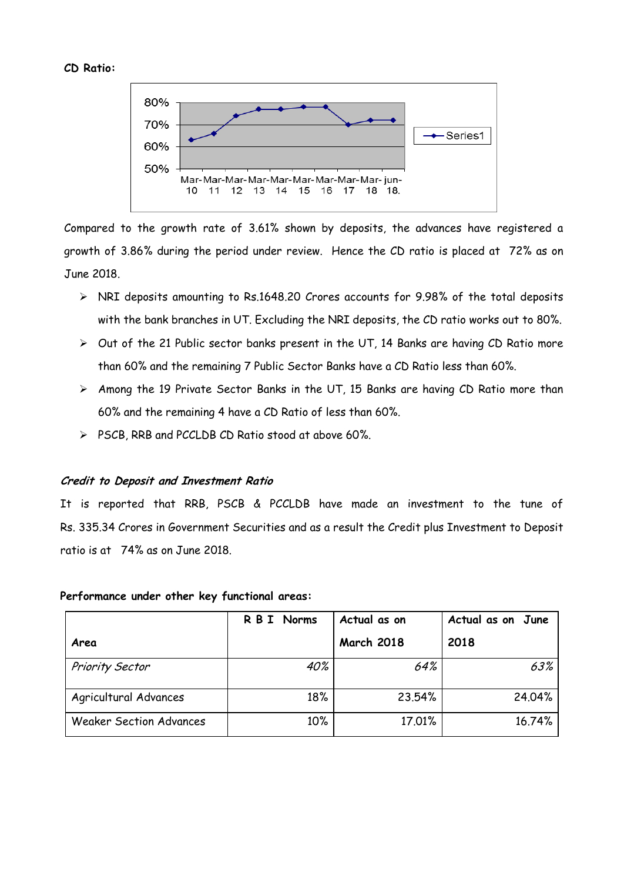**CD Ratio:**

Compared to the growth rate of 3.61% shown by deposits, the advances have registered a growth of 3.86% during the period under review. Hence the CD ratio is placed at 72% as on June 2018.

- NRI deposits amounting to Rs.1648.20 Crores accounts for 9.98% of the total deposits with the bank branches in UT. Excluding the NRI deposits, the CD ratio works out to 80%.
- Out of the 21 Public sector banks present in the UT, 14 Banks are having CD Ratio more than 60% and the remaining 7 Public Sector Banks have a CD Ratio less than 60%.
- Among the 19 Private Sector Banks in the UT, 15 Banks are having CD Ratio more than 60% and the remaining 4 have a CD Ratio of less than 60%.
- PSCB, RRB and PCCLDB CD Ratio stood at above 60%.

***Credit to Deposit and Investment Ratio***

It is reported that RRB, PSCB & PCCLDB have made an investment to the tune of Rs. 335.34 Crores in Government Securities and as a result the Credit plus Investment to Deposit ratio is at 74% as on June 2018.

**Performance under other key functional areas:**

| Area | R B I Norms | Actual as on March 2018 | Actual as on June 2018 |
|---|---|---|---|
| *Priority Sector* | *40%* | *64%* | *63%* |
| Agricultural Advances | 18% | 23.54% | 24.04% |
| Weaker Section Advances | 10% | 17.01% | 16.74% |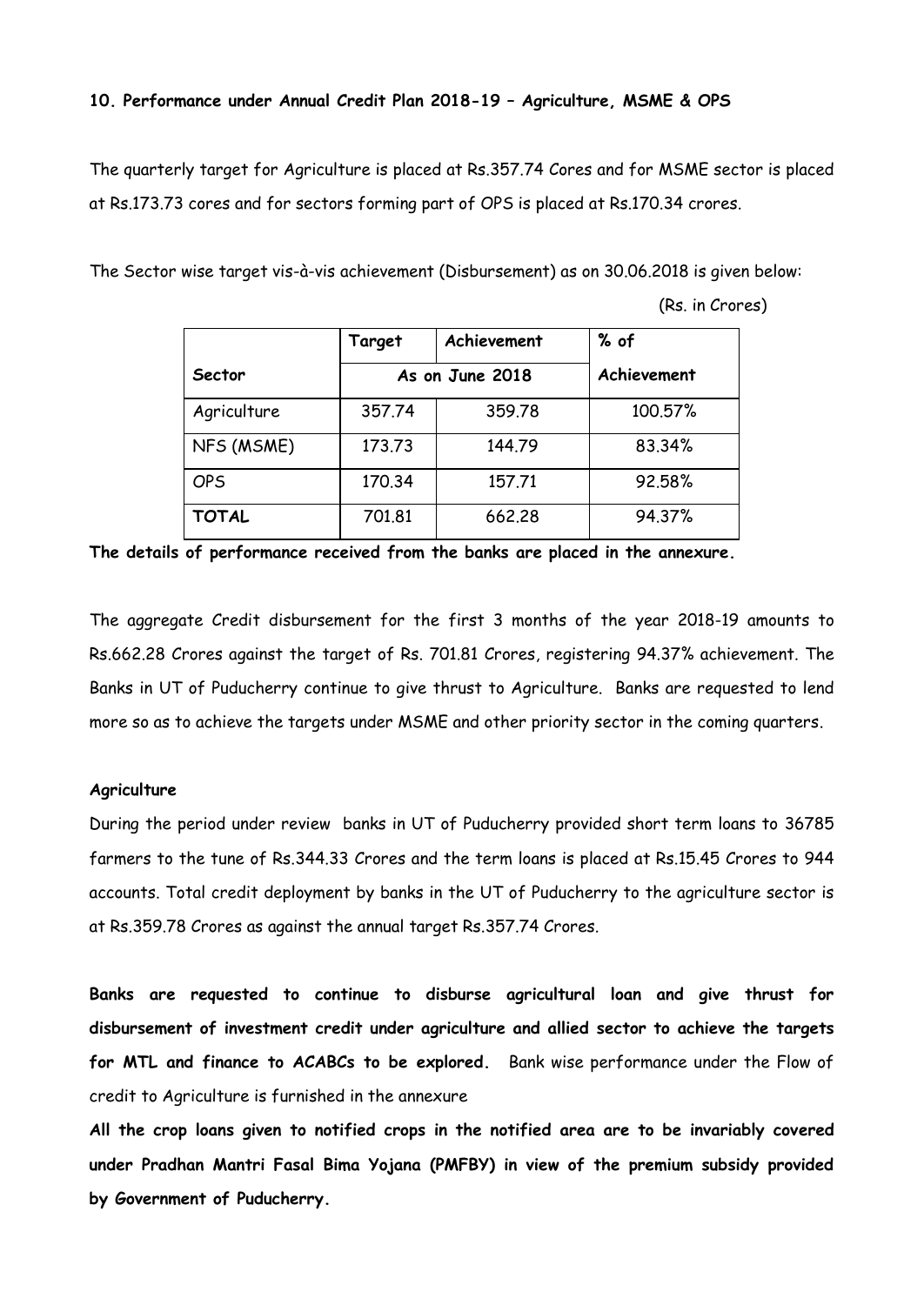**10. Performance under Annual Credit Plan 2018-19 – Agriculture, MSME & OPS**

The quarterly target for Agriculture is placed at Rs.357.74 Cores and for MSME sector is placed at Rs.173.73 cores and for sectors forming part of OPS is placed at Rs.170.34 crores.

The Sector wise target vis-à-vis achievement (Disbursement) as on 30.06.2018 is given below:

(Rs. in Crores)

| Sector | Target | Achievement | % of Achievement |
|---|---|---|---|
| | As on June 2018 | | |
| Agriculture | 357.74 | 359.78 | 100.57% |
| NFS (MSME) | 173.73 | 144.79 | 83.34% |
| OPS | 170.34 | 157.71 | 92.58% |
| **TOTAL** | 701.81 | 662.28 | 94.37% |

**The details of performance received from the banks are placed in the annexure.**

The aggregate Credit disbursement for the first 3 months of the year 2018-19 amounts to Rs.662.28 Crores against the target of Rs. 701.81 Crores, registering 94.37% achievement. The Banks in UT of Puducherry continue to give thrust to Agriculture. Banks are requested to lend more so as to achieve the targets under MSME and other priority sector in the coming quarters.

**Agriculture**

During the period under review banks in UT of Puducherry provided short term loans to 36785 farmers to the tune of Rs.344.33 Crores and the term loans is placed at Rs.15.45 Crores to 944 accounts. Total credit deployment by banks in the UT of Puducherry to the agriculture sector is at Rs.359.78 Crores as against the annual target Rs.357.74 Crores.

**Banks are requested to continue to disburse agricultural loan and give thrust for disbursement of investment credit under agriculture and allied sector to achieve the targets for MTL and finance to ACABCs to be explored.** Bank wise performance under the Flow of credit to Agriculture is furnished in the annexure

**All the crop loans given to notified crops in the notified area are to be invariably covered under Pradhan Mantri Fasal Bima Yojana (PMFBY) in view of the premium subsidy provided by Government of Puducherry.**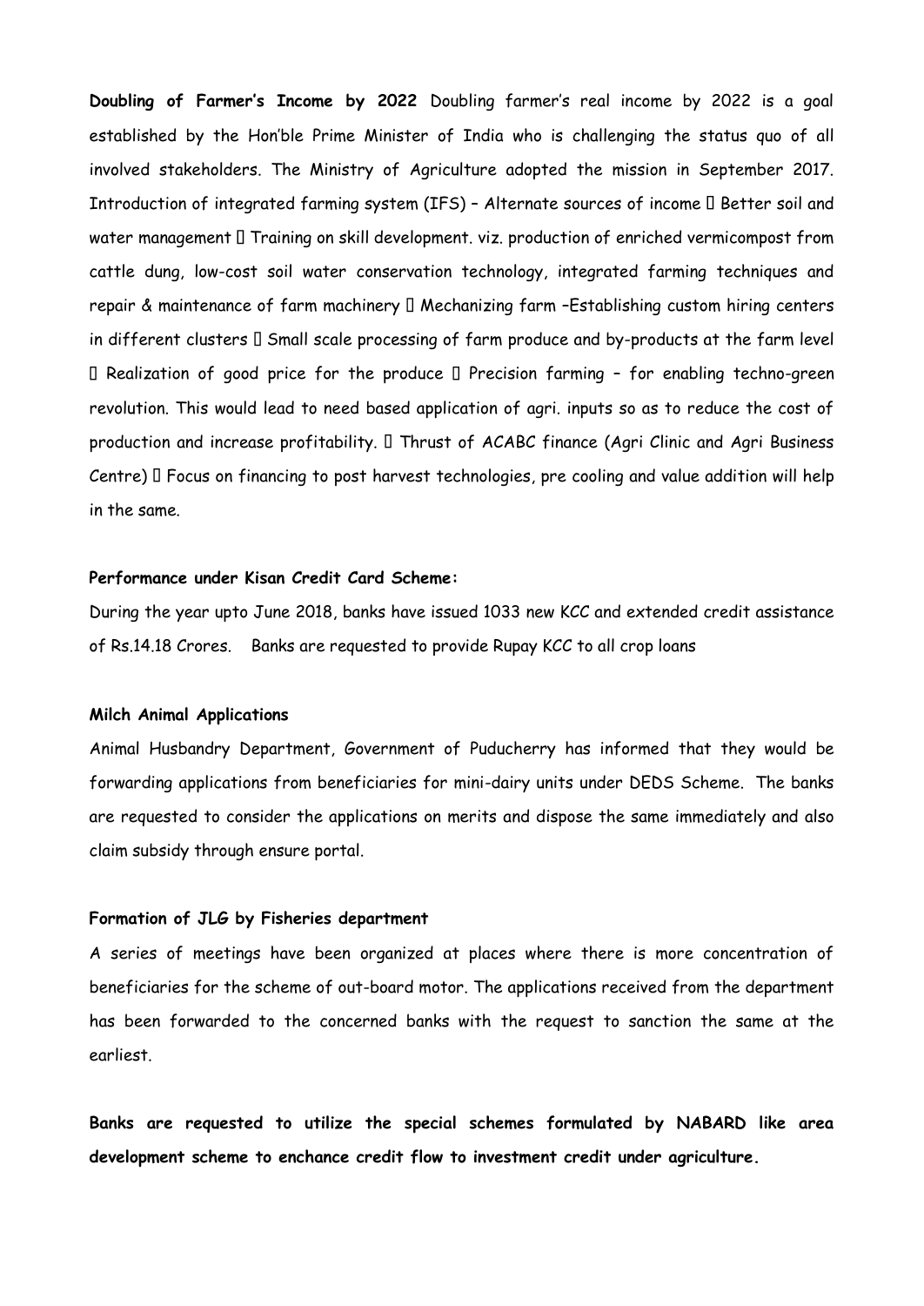**Doubling of Farmer's Income by 2022** Doubling farmer's real income by 2022 is a goal established by the Hon'ble Prime Minister of India who is challenging the status quo of all involved stakeholders. The Ministry of Agriculture adopted the mission in September 2017. Introduction of integrated farming system (IFS) – Alternate sources of income  Better soil and water management  Training on skill development. viz. production of enriched vermicompost from cattle dung, low-cost soil water conservation technology, integrated farming techniques and repair & maintenance of farm machinery  Mechanizing farm –Establishing custom hiring centers in different clusters  Small scale processing of farm produce and by-products at the farm level  Realization of good price for the produce  Precision farming – for enabling techno-green revolution. This would lead to need based application of agri. inputs so as to reduce the cost of production and increase profitability.  Thrust of ACABC finance (Agri Clinic and Agri Business Centre)  Focus on financing to post harvest technologies, pre cooling and value addition will help in the same.

**Performance under Kisan Credit Card Scheme:**

During the year upto June 2018, banks have issued 1033 new KCC and extended credit assistance of Rs.14.18 Crores. Banks are requested to provide Rupay KCC to all crop loans

**Milch Animal Applications**

Animal Husbandry Department, Government of Puducherry has informed that they would be forwarding applications from beneficiaries for mini-dairy units under DEDS Scheme. The banks are requested to consider the applications on merits and dispose the same immediately and also claim subsidy through ensure portal.

**Formation of JLG by Fisheries department**

A series of meetings have been organized at places where there is more concentration of beneficiaries for the scheme of out-board motor. The applications received from the department has been forwarded to the concerned banks with the request to sanction the same at the earliest.

**Banks are requested to utilize the special schemes formulated by NABARD like area development scheme to enchance credit flow to investment credit under agriculture.**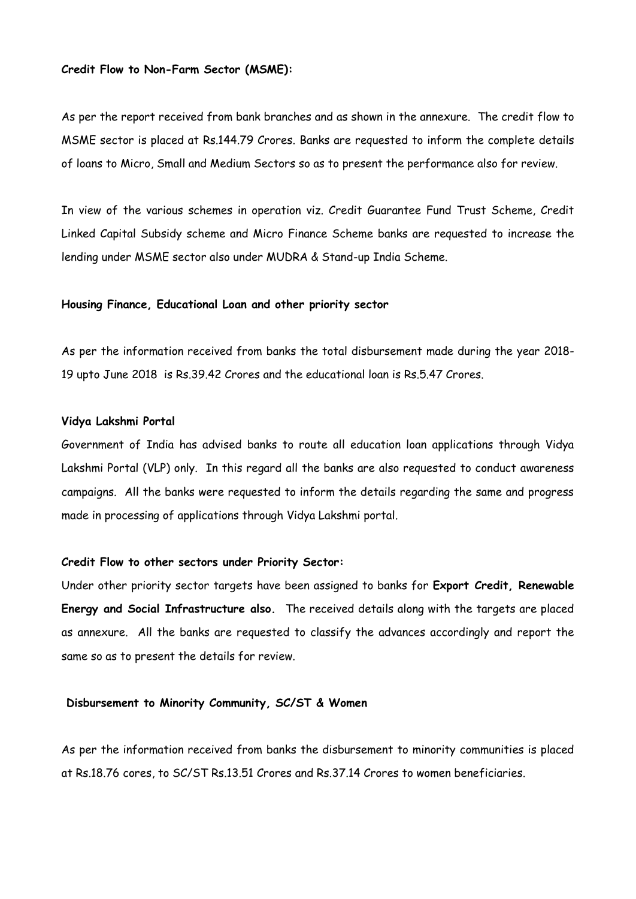**Credit Flow to Non-Farm Sector (MSME):**

As per the report received from bank branches and as shown in the annexure. The credit flow to MSME sector is placed at Rs.144.79 Crores. Banks are requested to inform the complete details of loans to Micro, Small and Medium Sectors so as to present the performance also for review.

In view of the various schemes in operation viz. Credit Guarantee Fund Trust Scheme, Credit Linked Capital Subsidy scheme and Micro Finance Scheme banks are requested to increase the lending under MSME sector also under MUDRA & Stand-up India Scheme.

**Housing Finance, Educational Loan and other priority sector**

As per the information received from banks the total disbursement made during the year 2018-19 upto June 2018 is Rs.39.42 Crores and the educational loan is Rs.5.47 Crores.

**Vidya Lakshmi Portal**

Government of India has advised banks to route all education loan applications through Vidya Lakshmi Portal (VLP) only. In this regard all the banks are also requested to conduct awareness campaigns. All the banks were requested to inform the details regarding the same and progress made in processing of applications through Vidya Lakshmi portal.

**Credit Flow to other sectors under Priority Sector:**

Under other priority sector targets have been assigned to banks for **Export Credit, Renewable Energy and Social Infrastructure also.** The received details along with the targets are placed as annexure. All the banks are requested to classify the advances accordingly and report the same so as to present the details for review.

**Disbursement to Minority Community, SC/ST & Women**

As per the information received from banks the disbursement to minority communities is placed at Rs.18.76 cores, to SC/ST Rs.13.51 Crores and Rs.37.14 Crores to women beneficiaries.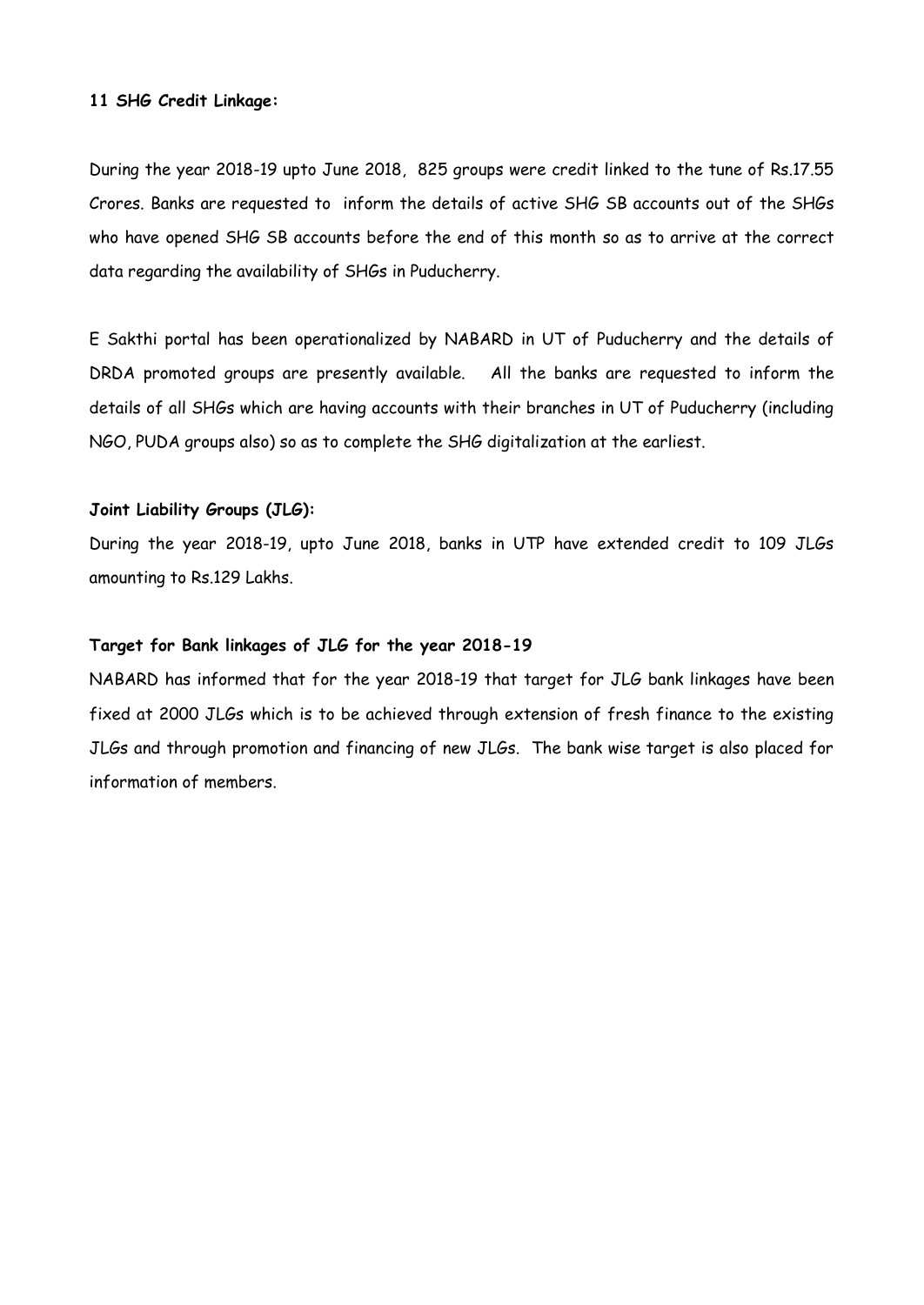**11 SHG Credit Linkage:**

During the year 2018-19 upto June 2018, 825 groups were credit linked to the tune of Rs.17.55 Crores. Banks are requested to inform the details of active SHG SB accounts out of the SHGs who have opened SHG SB accounts before the end of this month so as to arrive at the correct data regarding the availability of SHGs in Puducherry.

E Sakthi portal has been operationalized by NABARD in UT of Puducherry and the details of DRDA promoted groups are presently available. All the banks are requested to inform the details of all SHGs which are having accounts with their branches in UT of Puducherry (including NGO, PUDA groups also) so as to complete the SHG digitalization at the earliest.

**Joint Liability Groups (JLG):**

During the year 2018-19, upto June 2018, banks in UTP have extended credit to 109 JLGs amounting to Rs.129 Lakhs.

**Target for Bank linkages of JLG for the year 2018-19**

NABARD has informed that for the year 2018-19 that target for JLG bank linkages have been fixed at 2000 JLGs which is to be achieved through extension of fresh finance to the existing JLGs and through promotion and financing of new JLGs. The bank wise target is also placed for information of members.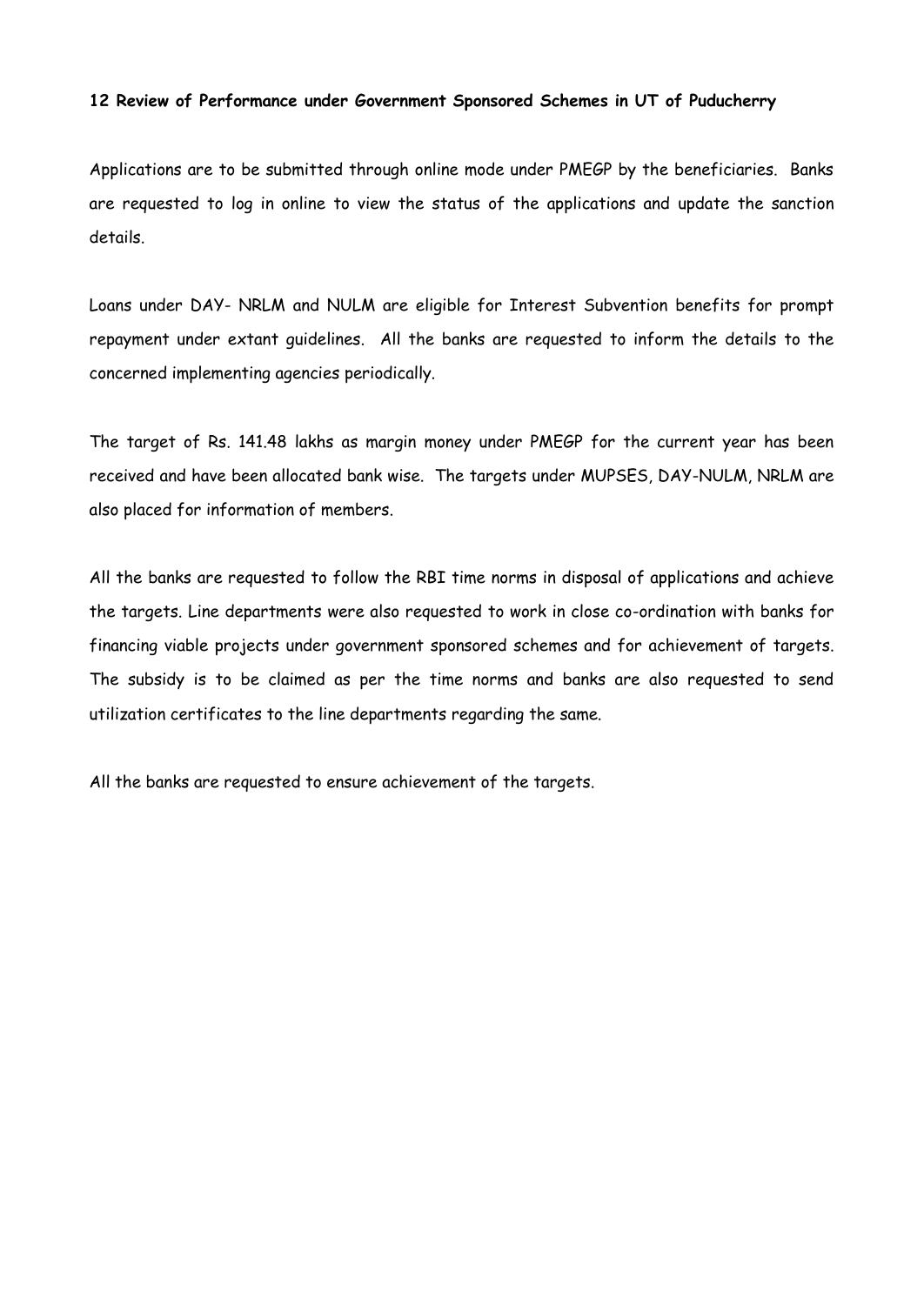**12 Review of Performance under Government Sponsored Schemes in UT of Puducherry**

Applications are to be submitted through online mode under PMEGP by the beneficiaries. Banks are requested to log in online to view the status of the applications and update the sanction details.

Loans under DAY- NRLM and NULM are eligible for Interest Subvention benefits for prompt repayment under extant guidelines. All the banks are requested to inform the details to the concerned implementing agencies periodically.

The target of Rs. 141.48 lakhs as margin money under PMEGP for the current year has been received and have been allocated bank wise. The targets under MUPSES, DAY-NULM, NRLM are also placed for information of members.

All the banks are requested to follow the RBI time norms in disposal of applications and achieve the targets. Line departments were also requested to work in close co-ordination with banks for financing viable projects under government sponsored schemes and for achievement of targets. The subsidy is to be claimed as per the time norms and banks are also requested to send utilization certificates to the line departments regarding the same.

All the banks are requested to ensure achievement of the targets.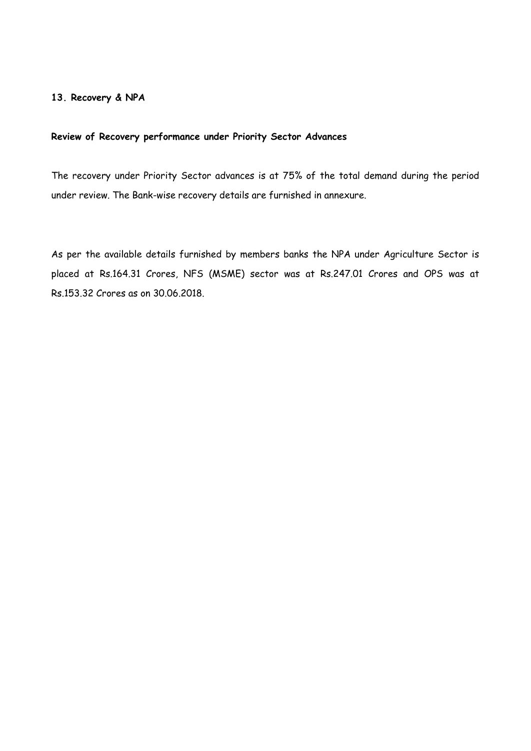## 13. Recovery & NPA

### Review of Recovery performance under Priority Sector Advances

The recovery under Priority Sector advances is at 75% of the total demand during the period under review. The Bank-wise recovery details are furnished in annexure.

As per the available details furnished by members banks the NPA under Agriculture Sector is placed at Rs.164.31 Crores, NFS (MSME) sector was at Rs.247.01 Crores and OPS was at Rs.153.32 Crores as on 30.06.2018.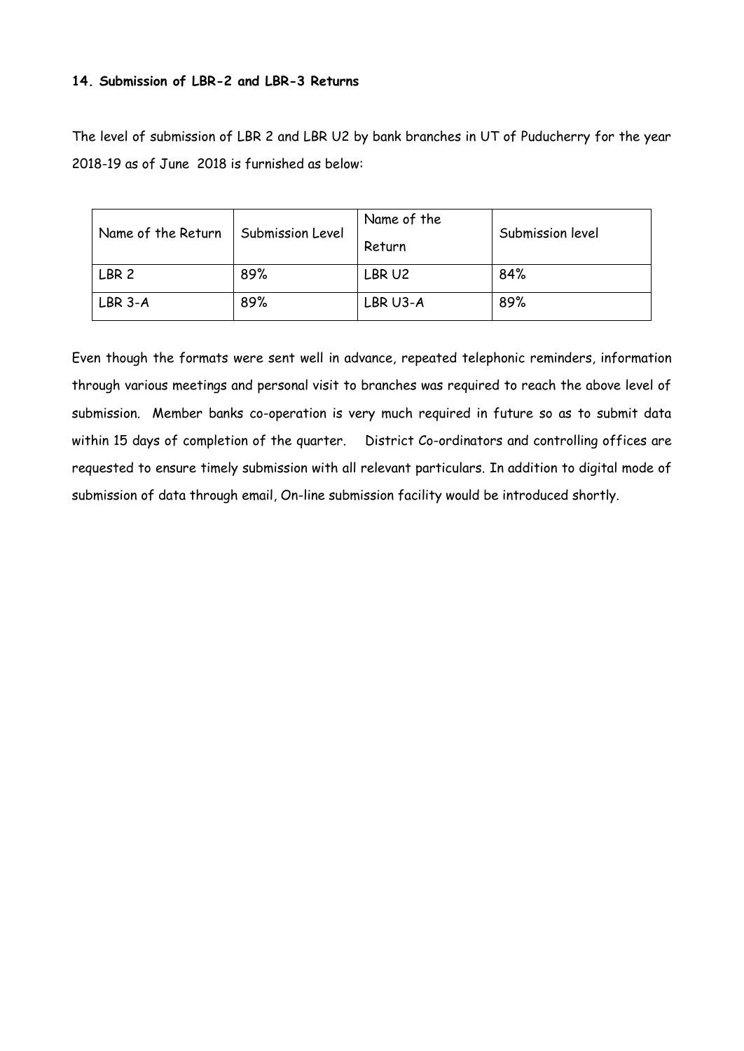**14. Submission of LBR-2 and LBR-3 Returns**

The level of submission of LBR 2 and LBR U2 by bank branches in UT of Puducherry for the year 2018-19 as of June 2018 is furnished as below:

| Name of the Return | Submission Level | Name of the Return | Submission level |
|---|---|---|---|
| LBR 2 | 89% | LBR U2 | 84% |
| LBR 3-A | 89% | LBR U3-A | 89% |

Even though the formats were sent well in advance, repeated telephonic reminders, information through various meetings and personal visit to branches was required to reach the above level of submission. Member banks co-operation is very much required in future so as to submit data within 15 days of completion of the quarter. District Co-ordinators and controlling offices are requested to ensure timely submission with all relevant particulars. In addition to digital mode of submission of data through email, On-line submission facility would be introduced shortly.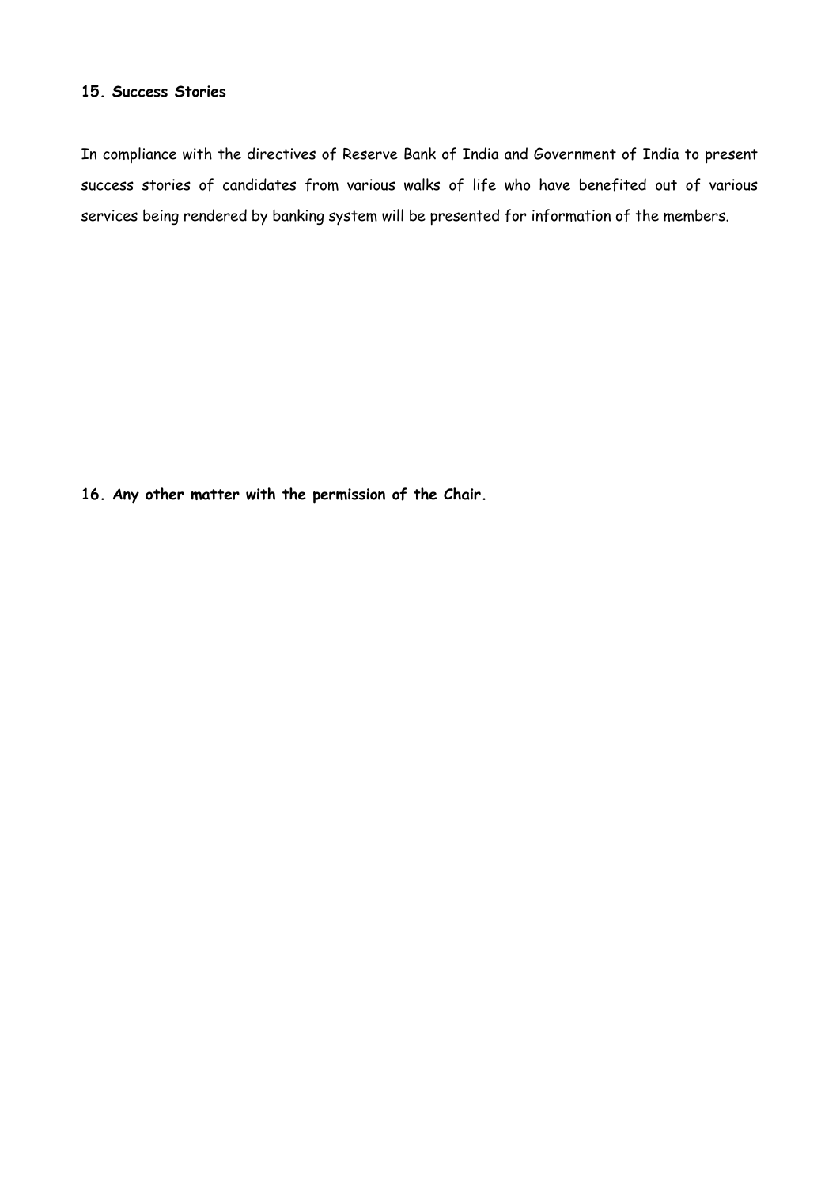**15. Success Stories**

In compliance with the directives of Reserve Bank of India and Government of India to present success stories of candidates from various walks of life who have benefited out of various services being rendered by banking system will be presented for information of the members.

**16. Any other matter with the permission of the Chair.**